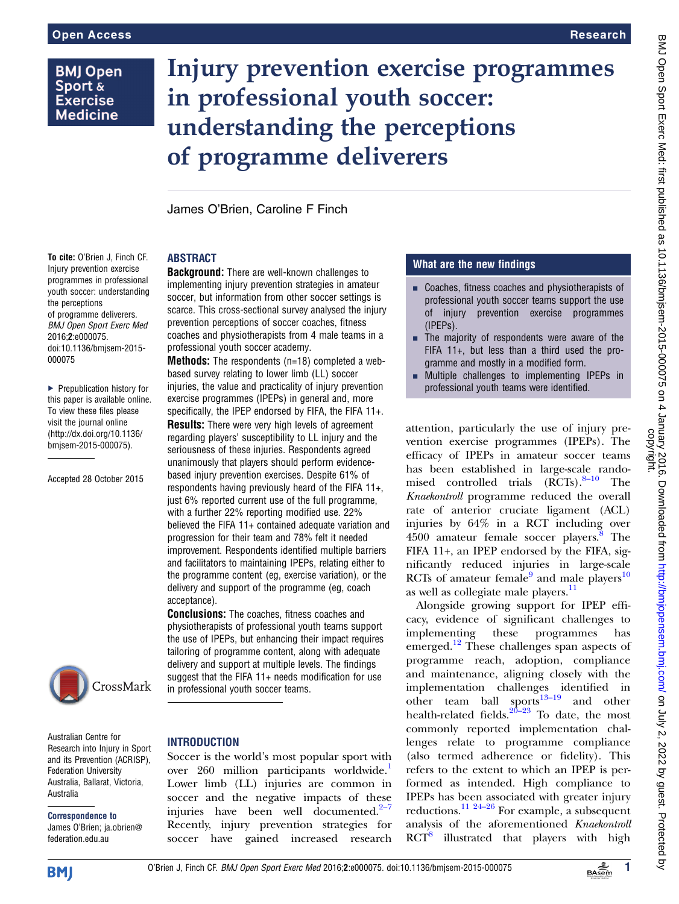# Injury prevention exercise programmes in professional youth soccer: understanding the perceptions of programme deliverers

James O'Brien, Caroline F Finch

**To cite:** O'Brien J, Finch CF. Injury prevention exercise programmes in professional youth soccer: understanding the perceptions of programme deliverers. *BMJ Open Sport Exerc Med* 2016;**2**:e000075. doi:10.1136/bmjsem-2015-000075

▸ Prepublication history for this paper is available online. To view these files please visit the journal online (http://dx.doi.org/10.1136/bmjsem-2015-000075).

Accepted 28 October 2015

Australian Centre for Research into Injury in Sport and its Prevention (ACRISP), Federation University Australia, Ballarat, Victoria, Australia

**Correspondence to** James O'Brien; ja.obrien@federation.edu.au

## ABSTRACT

**Background:** There are well-known challenges to implementing injury prevention strategies in amateur soccer, but information from other soccer settings is scarce. This cross-sectional survey analysed the injury prevention perceptions of soccer coaches, fitness coaches and physiotherapists from 4 male teams in a professional youth soccer academy.

**Methods:** The respondents (n=18) completed a web-based survey relating to lower limb (LL) soccer injuries, the value and practicality of injury prevention exercise programmes (IPEPs) in general and, more specifically, the IPEP endorsed by FIFA, the FIFA 11+.

**Results:** There were very high levels of agreement regarding players' susceptibility to LL injury and the seriousness of these injuries. Respondents agreed unanimously that players should perform evidence-based injury prevention exercises. Despite 61% of respondents having previously heard of the FIFA 11+, just 6% reported current use of the full programme, with a further 22% reporting modified use. 22% believed the FIFA 11+ contained adequate variation and progression for their team and 78% felt it needed improvement. Respondents identified multiple barriers and facilitators to maintaining IPEPs, relating either to the programme content (eg, exercise variation), or the delivery and support of the programme (eg, coach acceptance).

**Conclusions:** The coaches, fitness coaches and physiotherapists of professional youth teams support the use of IPEPs, but enhancing their impact requires tailoring of programme content, along with adequate delivery and support at multiple levels. The findings suggest that the FIFA 11+ needs modification for use in professional youth soccer teams.

## What are the new findings

- Coaches, fitness coaches and physiotherapists of professional youth soccer teams support the use of injury prevention exercise programmes (IPEPs).
- The majority of respondents were aware of the FIFA 11+, but less than a third used the programme and mostly in a modified form.
- Multiple challenges to implementing IPEPs in professional youth teams were identified.

## INTRODUCTION

Soccer is the world's most popular sport with over 260 million participants worldwide.[1] Lower limb (LL) injuries are common in soccer and the negative impacts of these injuries have been well documented.[2–7] Recently, injury prevention strategies for soccer have gained increased research attention, particularly the use of injury prevention exercise programmes (IPEPs). The efficacy of IPEPs in amateur soccer teams has been established in large-scale randomised controlled trials (RCTs).[8–10] The *Knaekontroll* programme reduced the overall rate of anterior cruciate ligament (ACL) injuries by 64% in a RCT including over 4500 amateur female soccer players.[8] The FIFA 11+, an IPEP endorsed by the FIFA, significantly reduced injuries in large-scale RCTs of amateur female[9] and male players[10] as well as collegiate male players.[11]

Alongside growing support for IPEP efficacy, evidence of significant challenges to implementing these programmes has emerged.[12] These challenges span aspects of programme reach, adoption, compliance and maintenance, aligning closely with the implementation challenges identified in other team ball sports[13–19] and other health-related fields.[20–23] To date, the most commonly reported implementation challenges relate to programme compliance (also termed adherence or fidelity). This refers to the extent to which an IPEP is performed as intended. High compliance to IPEPs has been associated with greater injury reductions.[11 24–26] For example, a subsequent analysis of the aforementioned *Knaekontroll* RCT[8] illustrated that players with high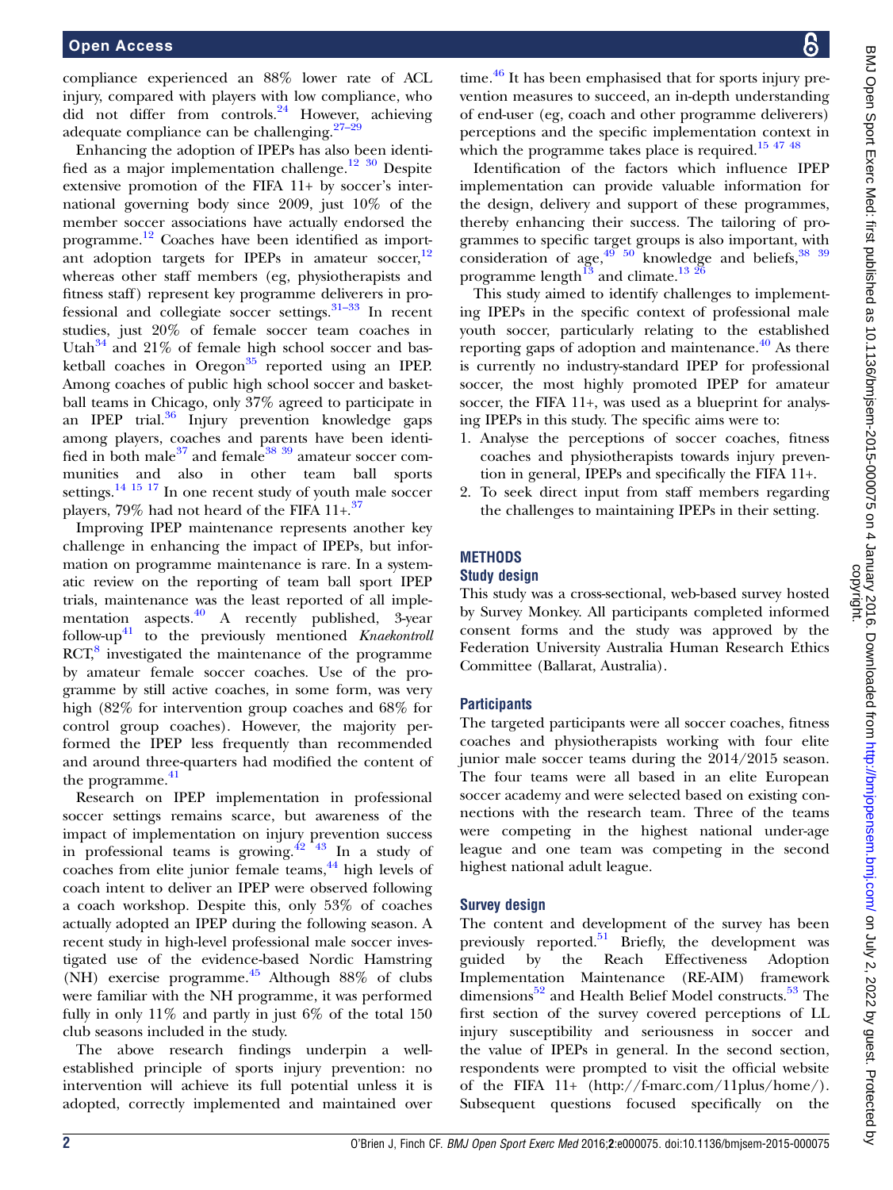compliance experienced an 88% lower rate of ACL injury, compared with players with low compliance, who did not differ from controls.[24] However, achieving adequate compliance can be challenging.[27–29]

Enhancing the adoption of IPEPs has also been identified as a major implementation challenge.[12 30] Despite extensive promotion of the FIFA 11+ by soccer's international governing body since 2009, just 10% of the member soccer associations have actually endorsed the programme.[12] Coaches have been identified as important adoption targets for IPEPs in amateur soccer,[12] whereas other staff members (eg, physiotherapists and fitness staff) represent key programme deliverers in professional and collegiate soccer settings.[31–33] In recent studies, just 20% of female soccer team coaches in Utah[34] and 21% of female high school soccer and basketball coaches in Oregon[35] reported using an IPEP. Among coaches of public high school soccer and basketball teams in Chicago, only 37% agreed to participate in an IPEP trial.[36] Injury prevention knowledge gaps among players, coaches and parents have been identified in both male[37] and female[38 39] amateur soccer communities and also in other team ball sports settings.[14 15 17] In one recent study of youth male soccer players, 79% had not heard of the FIFA 11+.[37]

Improving IPEP maintenance represents another key challenge in enhancing the impact of IPEPs, but information on programme maintenance is rare. In a systematic review on the reporting of team ball sport IPEP trials, maintenance was the least reported of all implementation aspects.[40] A recently published, 3-year follow-up[41] to the previously mentioned *Knaekontroll* RCT,[8] investigated the maintenance of the programme by amateur female soccer coaches. Use of the programme by still active coaches, in some form, was very high (82% for intervention group coaches and 68% for control group coaches). However, the majority performed the IPEP less frequently than recommended and around three-quarters had modified the content of the programme.[41]

Research on IPEP implementation in professional soccer settings remains scarce, but awareness of the impact of implementation on injury prevention success in professional teams is growing.[42 43] In a study of coaches from elite junior female teams,[44] high levels of coach intent to deliver an IPEP were observed following a coach workshop. Despite this, only 53% of coaches actually adopted an IPEP during the following season. A recent study in high-level professional male soccer investigated use of the evidence-based Nordic Hamstring (NH) exercise programme.[45] Although 88% of clubs were familiar with the NH programme, it was performed fully in only 11% and partly in just 6% of the total 150 club seasons included in the study.

The above research findings underpin a well-established principle of sports injury prevention: no intervention will achieve its full potential unless it is adopted, correctly implemented and maintained over time.[46] It has been emphasised that for sports injury prevention measures to succeed, an in-depth understanding of end-user (eg, coach and other programme deliverers) perceptions and the specific implementation context in which the programme takes place is required.[15 47 48]

Identification of the factors which influence IPEP implementation can provide valuable information for the design, delivery and support of these programmes, thereby enhancing their success. The tailoring of programmes to specific target groups is also important, with consideration of age,[49 50] knowledge and beliefs,[38 39] programme length[13] and climate.[13 26]

This study aimed to identify challenges to implementing IPEPs in the specific context of professional male youth soccer, particularly relating to the established reporting gaps of adoption and maintenance.[40] As there is currently no industry-standard IPEP for professional soccer, the most highly promoted IPEP for amateur soccer, the FIFA 11+, was used as a blueprint for analysing IPEPs in this study. The specific aims were to:

1. Analyse the perceptions of soccer coaches, fitness coaches and physiotherapists towards injury prevention in general, IPEPs and specifically the FIFA 11+.
2. To seek direct input from staff members regarding the challenges to maintaining IPEPs in their setting.

## METHODS

### Study design

This study was a cross-sectional, web-based survey hosted by Survey Monkey. All participants completed informed consent forms and the study was approved by the Federation University Australia Human Research Ethics Committee (Ballarat, Australia).

### Participants

The targeted participants were all soccer coaches, fitness coaches and physiotherapists working with four elite junior male soccer teams during the 2014/2015 season. The four teams were all based in an elite European soccer academy and were selected based on existing connections with the research team. Three of the teams were competing in the highest national under-age league and one team was competing in the second highest national adult league.

### Survey design

The content and development of the survey has been previously reported.[51] Briefly, the development was guided by the Reach Effectiveness Adoption Implementation Maintenance (RE-AIM) framework dimensions[52] and Health Belief Model constructs.[53] The first section of the survey covered perceptions of LL injury susceptibility and seriousness in soccer and the value of IPEPs in general. In the second section, respondents were prompted to visit the official website of the FIFA 11+ (http://f-marc.com/11plus/home/). Subsequent questions focused specifically on the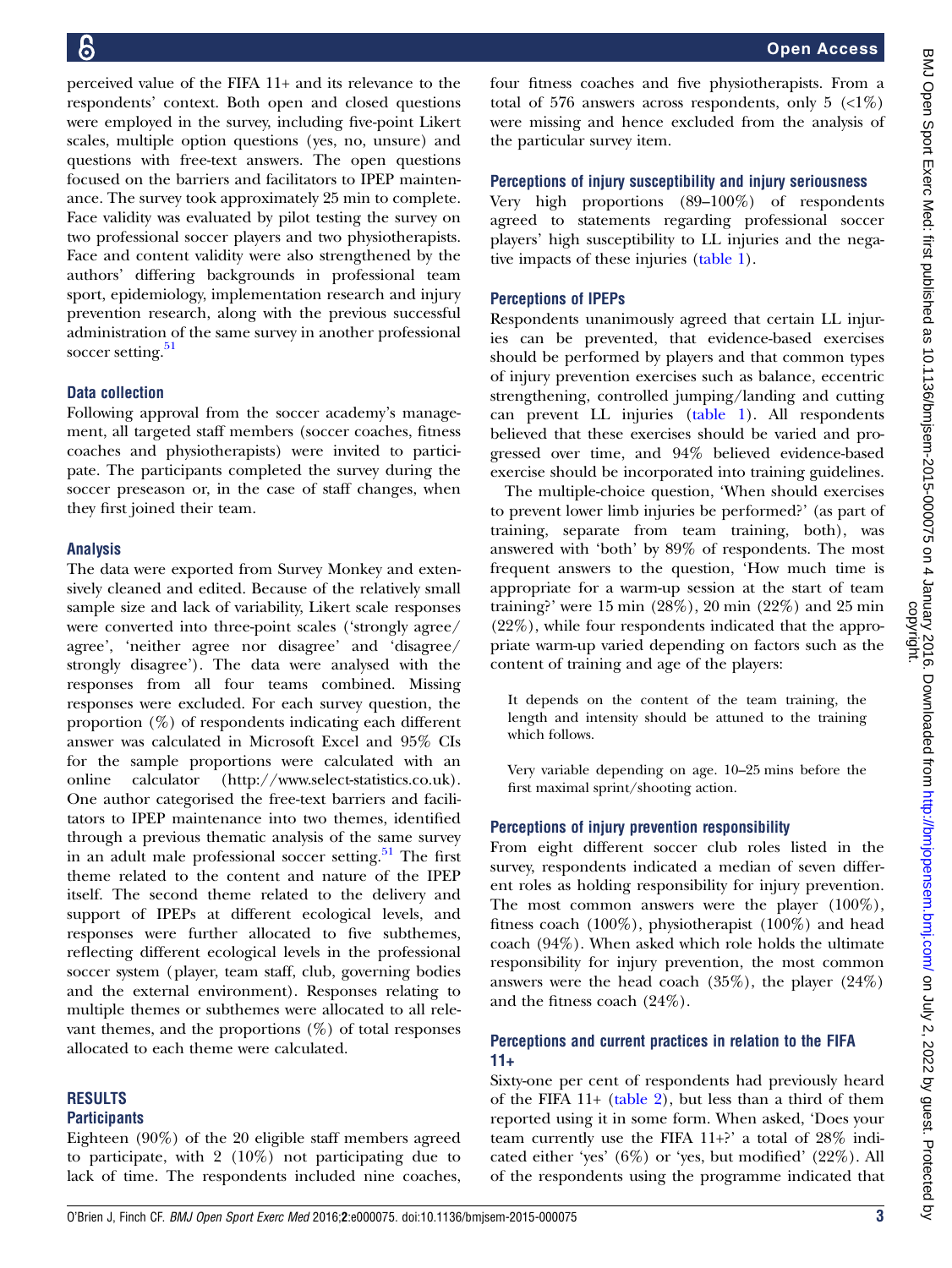perceived value of the FIFA 11+ and its relevance to the respondents' context. Both open and closed questions were employed in the survey, including five-point Likert scales, multiple option questions (yes, no, unsure) and questions with free-text answers. The open questions focused on the barriers and facilitators to IPEP maintenance. The survey took approximately 25 min to complete. Face validity was evaluated by pilot testing the survey on two professional soccer players and two physiotherapists. Face and content validity were also strengthened by the authors' differing backgrounds in professional team sport, epidemiology, implementation research and injury prevention research, along with the previous successful administration of the same survey in another professional soccer setting.[51]

### Data collection

Following approval from the soccer academy's management, all targeted staff members (soccer coaches, fitness coaches and physiotherapists) were invited to participate. The participants completed the survey during the soccer preseason or, in the case of staff changes, when they first joined their team.

### Analysis

The data were exported from Survey Monkey and extensively cleaned and edited. Because of the relatively small sample size and lack of variability, Likert scale responses were converted into three-point scales ('strongly agree/agree', 'neither agree nor disagree' and 'disagree/strongly disagree'). The data were analysed with the responses from all four teams combined. Missing responses were excluded. For each survey question, the proportion (%) of respondents indicating each different answer was calculated in Microsoft Excel and 95% CIs for the sample proportions were calculated with an online calculator (http://www.select-statistics.co.uk). One author categorised the free-text barriers and facilitators to IPEP maintenance into two themes, identified through a previous thematic analysis of the same survey in an adult male professional soccer setting.[51] The first theme related to the content and nature of the IPEP itself. The second theme related to the delivery and support of IPEPs at different ecological levels, and responses were further allocated to five subthemes, reflecting different ecological levels in the professional soccer system (player, team staff, club, governing bodies and the external environment). Responses relating to multiple themes or subthemes were allocated to all relevant themes, and the proportions (%) of total responses allocated to each theme were calculated.

## RESULTS

### Participants

Eighteen (90%) of the 20 eligible staff members agreed to participate, with 2 (10%) not participating due to lack of time. The respondents included nine coaches, four fitness coaches and five physiotherapists. From a total of 576 answers across respondents, only 5 (<1%) were missing and hence excluded from the analysis of the particular survey item.

### Perceptions of injury susceptibility and injury seriousness

Very high proportions (89–100%) of respondents agreed to statements regarding professional soccer players' high susceptibility to LL injuries and the negative impacts of these injuries (table 1).

### Perceptions of IPEPs

Respondents unanimously agreed that certain LL injuries can be prevented, that evidence-based exercises should be performed by players and that common types of injury prevention exercises such as balance, eccentric strengthening, controlled jumping/landing and cutting can prevent LL injuries (table 1). All respondents believed that these exercises should be varied and progressed over time, and 94% believed evidence-based exercise should be incorporated into training guidelines.

The multiple-choice question, 'When should exercises to prevent lower limb injuries be performed?' (as part of training, separate from team training, both), was answered with 'both' by 89% of respondents. The most frequent answers to the question, 'How much time is appropriate for a warm-up session at the start of team training?' were 15 min (28%), 20 min (22%) and 25 min (22%), while four respondents indicated that the appropriate warm-up varied depending on factors such as the content of training and age of the players:

> It depends on the content of the team training, the length and intensity should be attuned to the training which follows.

> Very variable depending on age. 10–25 mins before the first maximal sprint/shooting action.

### Perceptions of injury prevention responsibility

From eight different soccer club roles listed in the survey, respondents indicated a median of seven different roles as holding responsibility for injury prevention. The most common answers were the player (100%), fitness coach (100%), physiotherapist (100%) and head coach (94%). When asked which role holds the ultimate responsibility for injury prevention, the most common answers were the head coach (35%), the player (24%) and the fitness coach (24%).

### Perceptions and current practices in relation to the FIFA 11+

Sixty-one per cent of respondents had previously heard of the FIFA 11+ (table 2), but less than a third of them reported using it in some form. When asked, 'Does your team currently use the FIFA 11+?' a total of 28% indicated either 'yes' (6%) or 'yes, but modified' (22%). All of the respondents using the programme indicated that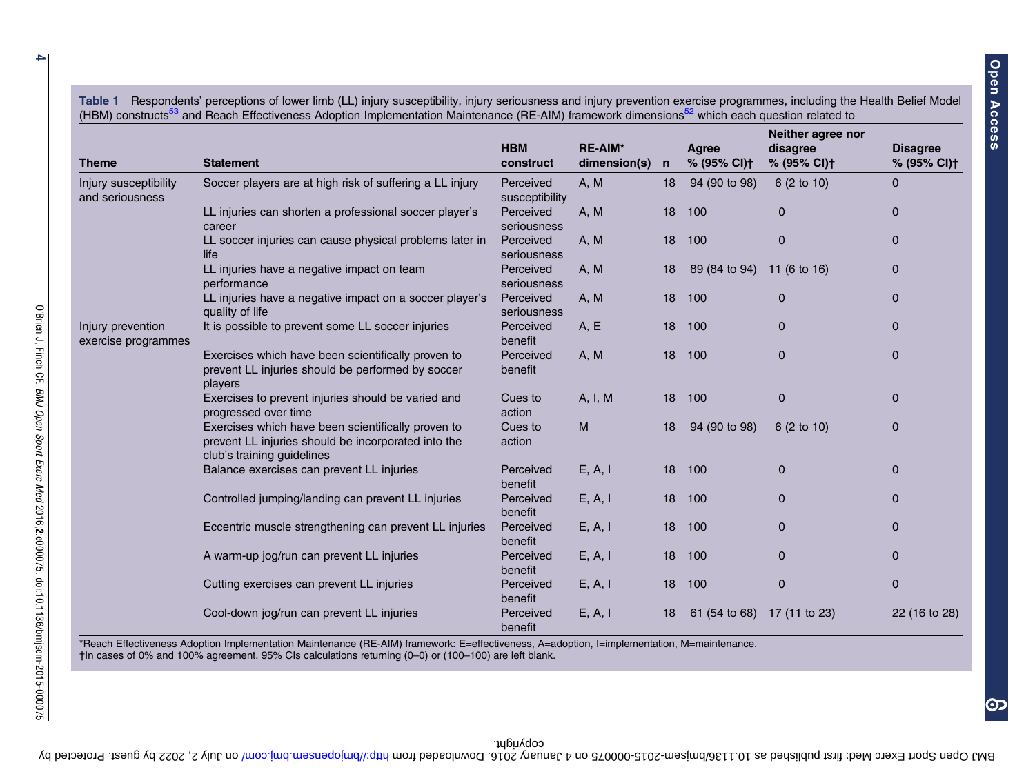**Table 1** Respondents' perceptions of lower limb (LL) injury susceptibility, injury seriousness and injury prevention exercise programmes, including the Health Belief Model (HBM) constructs[53] and Reach Effectiveness Adoption Implementation Maintenance (RE-AIM) framework dimensions[52] which each question related to

| Theme | Statement | HBM construct | RE-AIM* dimension(s) | n | Agree % (95% CI)† | Neither agree nor disagree % (95% CI)† | Disagree % (95% CI)† |
|---|---|---|---|---|---|---|---|
| Injury susceptibility and seriousness | Soccer players are at high risk of suffering a LL injury | Perceived susceptibility | A, M | 18 | 94 (90 to 98) | 6 (2 to 10) | 0 |
| | LL injuries can shorten a professional soccer player's career | Perceived seriousness | A, M | 18 | 100 | 0 | 0 |
| | LL soccer injuries can cause physical problems later in life | Perceived seriousness | A, M | 18 | 100 | 0 | 0 |
| | LL injuries have a negative impact on team performance | Perceived seriousness | A, M | 18 | 89 (84 to 94) | 11 (6 to 16) | 0 |
| | LL injuries have a negative impact on a soccer player's quality of life | Perceived seriousness | A, M | 18 | 100 | 0 | 0 |
| Injury prevention exercise programmes | It is possible to prevent some LL soccer injuries | Perceived benefit | A, E | 18 | 100 | 0 | 0 |
| | Exercises which have been scientifically proven to prevent LL injuries should be performed by soccer players | Perceived benefit | A, M | 18 | 100 | 0 | 0 |
| | Exercises to prevent injuries should be varied and progressed over time | Cues to action | A, I, M | 18 | 100 | 0 | 0 |
| | Exercises which have been scientifically proven to prevent LL injuries should be incorporated into the club's training guidelines | Cues to action | M | 18 | 94 (90 to 98) | 6 (2 to 10) | 0 |
| | Balance exercises can prevent LL injuries | Perceived benefit | E, A, I | 18 | 100 | 0 | 0 |
| | Controlled jumping/landing can prevent LL injuries | Perceived benefit | E, A, I | 18 | 100 | 0 | 0 |
| | Eccentric muscle strengthening can prevent LL injuries | Perceived benefit | E, A, I | 18 | 100 | 0 | 0 |
| | A warm-up jog/run can prevent LL injuries | Perceived benefit | E, A, I | 18 | 100 | 0 | 0 |
| | Cutting exercises can prevent LL injuries | Perceived benefit | E, A, I | 18 | 100 | 0 | 0 |
| | Cool-down jog/run can prevent LL injuries | Perceived benefit | E, A, I | 18 | 61 (54 to 68) | 17 (11 to 23) | 22 (16 to 28) |

*Reach Effectiveness Adoption Implementation Maintenance (RE-AIM) framework: E=effectiveness, A=adoption, I=implementation, M=maintenance.
†In cases of 0% and 100% agreement, 95% CIs calculations returning (0–0) or (100–100) are left blank.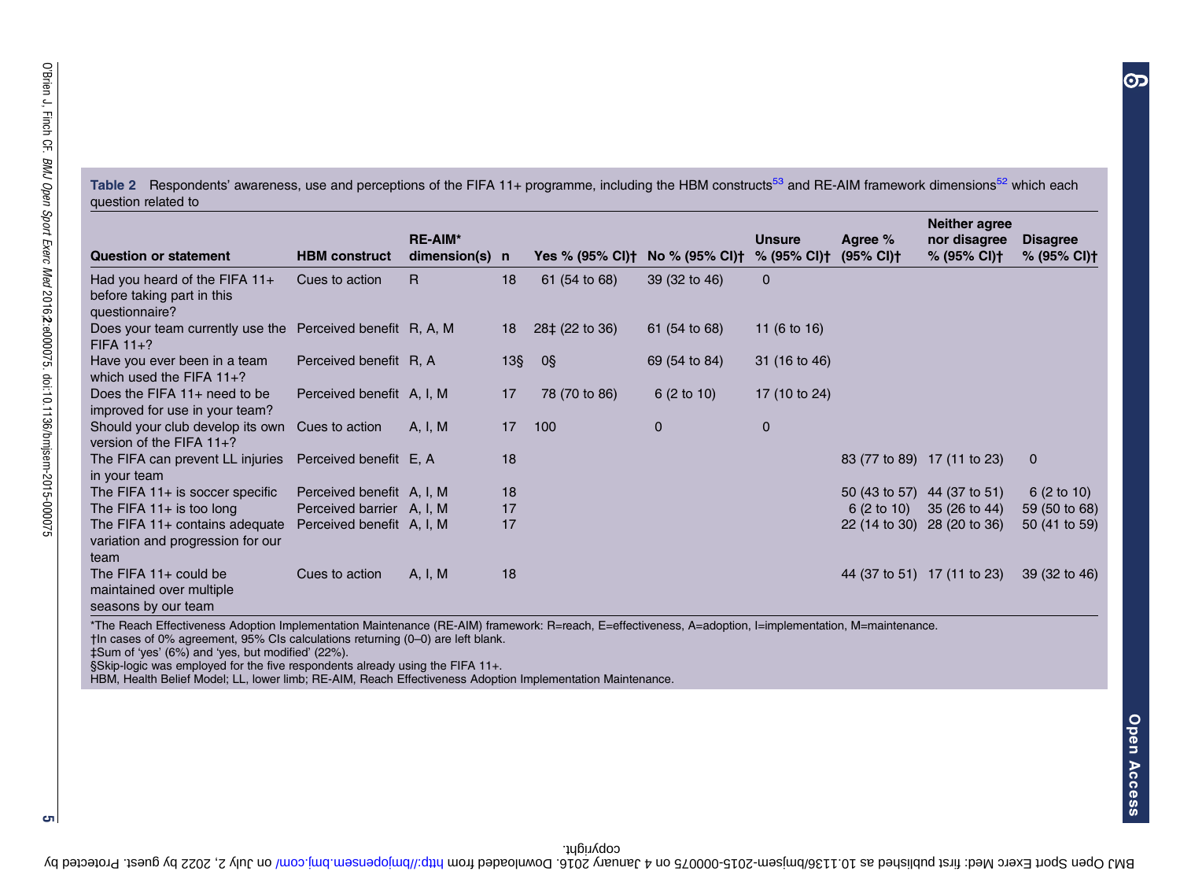**Table 2** Respondents' awareness, use and perceptions of the FIFA 11+ programme, including the HBM constructs[53] and RE-AIM framework dimensions[52] which each question related to

| Question or statement | HBM construct | RE-AIM* dimension(s) | n | Yes % (95% CI)† | No % (95% CI)† | Unsure % (95% CI)† | Agree % (95% CI)† | Neither agree nor disagree % (95% CI)† | Disagree % (95% CI)† |
|---|---|---|---|---|---|---|---|---|---|
| Had you heard of the FIFA 11+ before taking part in this questionnaire? | Cues to action | R | 18 | 61 (54 to 68) | 39 (32 to 46) | 0 | | | |
| Does your team currently use the FIFA 11+? | Perceived benefit | R, A, M | 18 | 28‡ (22 to 36) | 61 (54 to 68) | 11 (6 to 16) | | | |
| Have you ever been in a team which used the FIFA 11+? | Perceived benefit | R, A | 13§ | 0§ | 69 (54 to 84) | 31 (16 to 46) | | | |
| Does the FIFA 11+ need to be improved for use in your team? | Perceived benefit | A, I, M | 17 | 78 (70 to 86) | 6 (2 to 10) | 17 (10 to 24) | | | |
| Should your club develop its own version of the FIFA 11+? | Cues to action | A, I, M | 17 | 100 | 0 | 0 | | | |
| The FIFA can prevent LL injuries in your team | Perceived benefit | E, A | 18 | | | | 83 (77 to 89) | 17 (11 to 23) | 0 |
| The FIFA 11+ is soccer specific | Perceived benefit | A, I, M | 18 | | | | 50 (43 to 57) | 44 (37 to 51) | 6 (2 to 10) |
| The FIFA 11+ is too long | Perceived barrier | A, I, M | 17 | | | | 6 (2 to 10) | 35 (26 to 44) | 59 (50 to 68) |
| The FIFA 11+ contains adequate variation and progression for our team | Perceived benefit | A, I, M | 17 | | | | 22 (14 to 30) | 28 (20 to 36) | 50 (41 to 59) |
| The FIFA 11+ could be maintained over multiple seasons by our team | Cues to action | A, I, M | 18 | | | | 44 (37 to 51) | 17 (11 to 23) | 39 (32 to 46) |

*The Reach Effectiveness Adoption Implementation Maintenance (RE-AIM) framework: R=reach, E=effectiveness, A=adoption, I=implementation, M=maintenance.
†In cases of 0% agreement, 95% CIs calculations returning (0–0) are left blank.
‡Sum of 'yes' (6%) and 'yes, but modified' (22%).
§Skip-logic was employed for the five respondents already using the FIFA 11+.
HBM, Health Belief Model; LL, lower limb; RE-AIM, Reach Effectiveness Adoption Implementation Maintenance.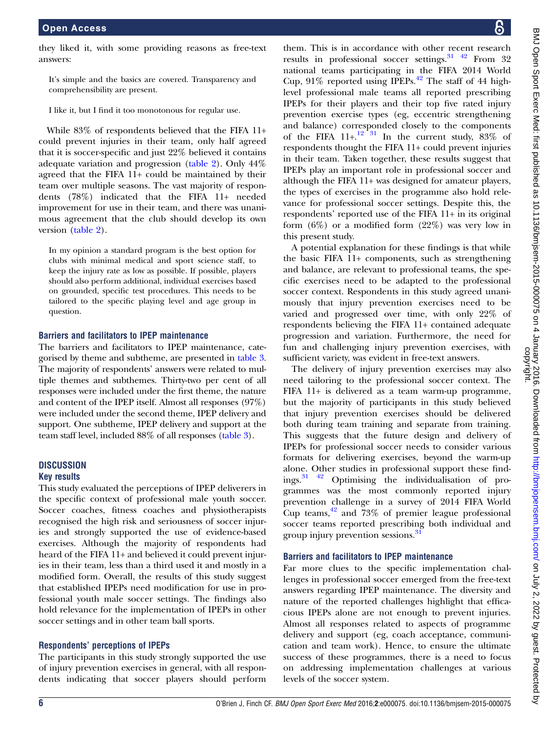they liked it, with some providing reasons as free-text answers:

> It's simple and the basics are covered. Transparency and comprehensibility are present.

> I like it, but I find it too monotonous for regular use.

While 83% of respondents believed that the FIFA 11+ could prevent injuries in their team, only half agreed that it is soccer-specific and just 22% believed it contains adequate variation and progression (table 2). Only 44% agreed that the FIFA 11+ could be maintained by their team over multiple seasons. The vast majority of respondents (78%) indicated that the FIFA 11+ needed improvement for use in their team, and there was unanimous agreement that the club should develop its own version (table 2).

> In my opinion a standard program is the best option for clubs with minimal medical and sport science staff, to keep the injury rate as low as possible. If possible, players should also perform additional, individual exercises based on grounded, specific test procedures. This needs to be tailored to the specific playing level and age group in question.

### Barriers and facilitators to IPEP maintenance

The barriers and facilitators to IPEP maintenance, categorised by theme and subtheme, are presented in table 3. The majority of respondents' answers were related to multiple themes and subthemes. Thirty-two per cent of all responses were included under the first theme, the nature and content of the IPEP itself. Almost all responses (97%) were included under the second theme, IPEP delivery and support. One subtheme, IPEP delivery and support at the team staff level, included 88% of all responses (table 3).

## DISCUSSION

### Key results

This study evaluated the perceptions of IPEP deliverers in the specific context of professional male youth soccer. Soccer coaches, fitness coaches and physiotherapists recognised the high risk and seriousness of soccer injuries and strongly supported the use of evidence-based exercises. Although the majority of respondents had heard of the FIFA 11+ and believed it could prevent injuries in their team, less than a third used it and mostly in a modified form. Overall, the results of this study suggest that established IPEPs need modification for use in professional youth male soccer settings. The findings also hold relevance for the implementation of IPEPs in other soccer settings and in other team ball sports.

### Respondents' perceptions of IPEPs

The participants in this study strongly supported the use of injury prevention exercises in general, with all respondents indicating that soccer players should perform them. This is in accordance with other recent research results in professional soccer settings.[31,42] From 32 national teams participating in the FIFA 2014 World Cup, 91% reported using IPEPs.[42] The staff of 44 high-level professional male teams all reported prescribing IPEPs for their players and their top five rated injury prevention exercise types (eg, eccentric strengthening and balance) corresponded closely to the components of the FIFA 11+.[12,31] In the current study, 83% of respondents thought the FIFA 11+ could prevent injuries in their team. Taken together, these results suggest that IPEPs play an important role in professional soccer and although the FIFA 11+ was designed for amateur players, the types of exercises in the programme also hold relevance for professional soccer settings. Despite this, the respondents' reported use of the FIFA 11+ in its original form (6%) or a modified form (22%) was very low in this present study.

A potential explanation for these findings is that while the basic FIFA 11+ components, such as strengthening and balance, are relevant to professional teams, the specific exercises need to be adapted to the professional soccer context. Respondents in this study agreed unanimously that injury prevention exercises need to be varied and progressed over time, with only 22% of respondents believing the FIFA 11+ contained adequate progression and variation. Furthermore, the need for fun and challenging injury prevention exercises, with sufficient variety, was evident in free-text answers.

The delivery of injury prevention exercises may also need tailoring to the professional soccer context. The FIFA 11+ is delivered as a team warm-up programme, but the majority of participants in this study believed that injury prevention exercises should be delivered both during team training and separate from training. This suggests that the future design and delivery of IPEPs for professional soccer needs to consider various formats for delivering exercises, beyond the warm-up alone. Other studies in professional support these findings.[31,42] Optimising the individualisation of programmes was the most commonly reported injury prevention challenge in a survey of 2014 FIFA World Cup teams,[42] and 73% of premier league professional soccer teams reported prescribing both individual and group injury prevention sessions.[31]

### Barriers and facilitators to IPEP maintenance

Far more clues to the specific implementation challenges in professional soccer emerged from the free-text answers regarding IPEP maintenance. The diversity and nature of the reported challenges highlight that efficacious IPEPs alone are not enough to prevent injuries. Almost all responses related to aspects of programme delivery and support (eg, coach acceptance, communication and team work). Hence, to ensure the ultimate success of these programmes, there is a need to focus on addressing implementation challenges at various levels of the soccer system.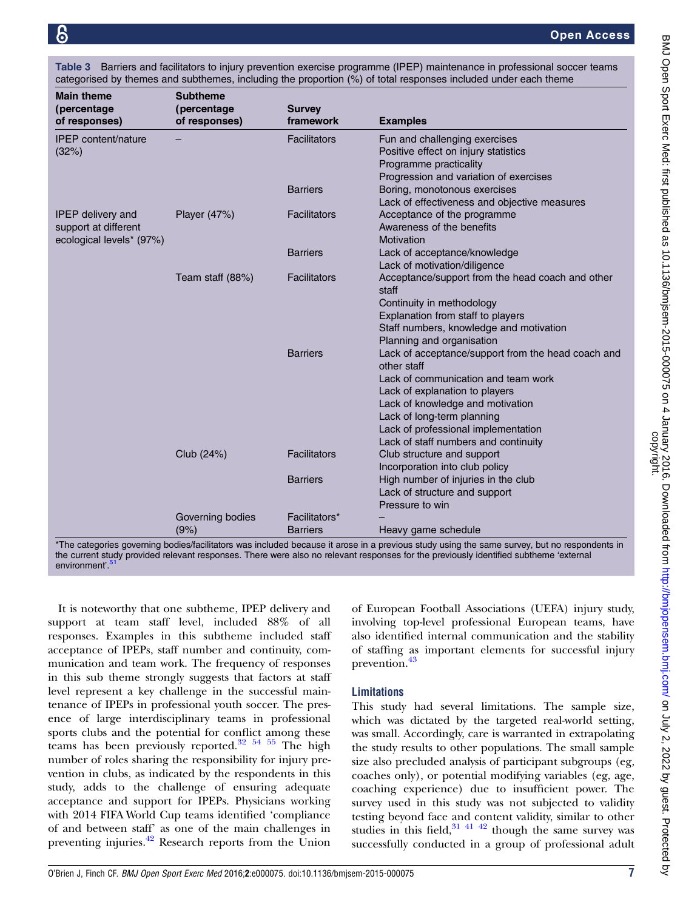**Table 3** Barriers and facilitators to injury prevention exercise programme (IPEP) maintenance in professional soccer teams categorised by themes and subthemes, including the proportion (%) of total responses included under each theme

| Main theme (percentage of responses) | Subtheme (percentage of responses) | Survey framework | Examples |
|---|---|---|---|
| IPEP content/nature (32%) | – | Facilitators | Fun and challenging exercises<br>Positive effect on injury statistics<br>Programme practicality<br>Progression and variation of exercises |
| | | Barriers | Boring, monotonous exercises<br>Lack of effectiveness and objective measures |
| IPEP delivery and support at different ecological levels* (97%) | Player (47%) | Facilitators | Acceptance of the programme<br>Awareness of the benefits<br>Motivation |
| | | Barriers | Lack of acceptance/knowledge<br>Lack of motivation/diligence |
| | Team staff (88%) | Facilitators | Acceptance/support from the head coach and other staff<br>Continuity in methodology<br>Explanation from staff to players<br>Staff numbers, knowledge and motivation<br>Planning and organisation |
| | | Barriers | Lack of acceptance/support from the head coach and other staff<br>Lack of communication and team work<br>Lack of explanation to players<br>Lack of knowledge and motivation<br>Lack of long-term planning<br>Lack of professional implementation<br>Lack of staff numbers and continuity |
| | Club (24%) | Facilitators | Club structure and support<br>Incorporation into club policy |
| | | Barriers | High number of injuries in the club<br>Lack of structure and support<br>Pressure to win |
| | Governing bodies (9%) | Facilitators* | – |
| | | Barriers | Heavy game schedule |

*The categories governing bodies/facilitators was included because it arose in a previous study using the same survey, but no respondents in the current study provided relevant responses. There were also no relevant responses for the previously identified subtheme 'external environment'.[51]

It is noteworthy that one subtheme, IPEP delivery and support at team staff level, included 88% of all responses. Examples in this subtheme included staff acceptance of IPEPs, staff number and continuity, communication and team work. The frequency of responses in this sub theme strongly suggests that factors at staff level represent a key challenge in the successful maintenance of IPEPs in professional youth soccer. The presence of large interdisciplinary teams in professional sports clubs and the potential for conflict among these teams has been previously reported.[32 54 55] The high number of roles sharing the responsibility for injury prevention in clubs, as indicated by the respondents in this study, adds to the challenge of ensuring adequate acceptance and support for IPEPs. Physicians working with 2014 FIFA World Cup teams identified 'compliance of and between staff' as one of the main challenges in preventing injuries.[42] Research reports from the Union of European Football Associations (UEFA) injury study, involving top-level professional European teams, have also identified internal communication and the stability of staffing as important elements for successful injury prevention.[43]

### Limitations

This study had several limitations. The sample size, which was dictated by the targeted real-world setting, was small. Accordingly, care is warranted in extrapolating the study results to other populations. The small sample size also precluded analysis of participant subgroups (eg, coaches only), or potential modifying variables (eg, age, coaching experience) due to insufficient power. The survey used in this study was not subjected to validity testing beyond face and content validity, similar to other studies in this field,[31 41 42] though the same survey was successfully conducted in a group of professional adult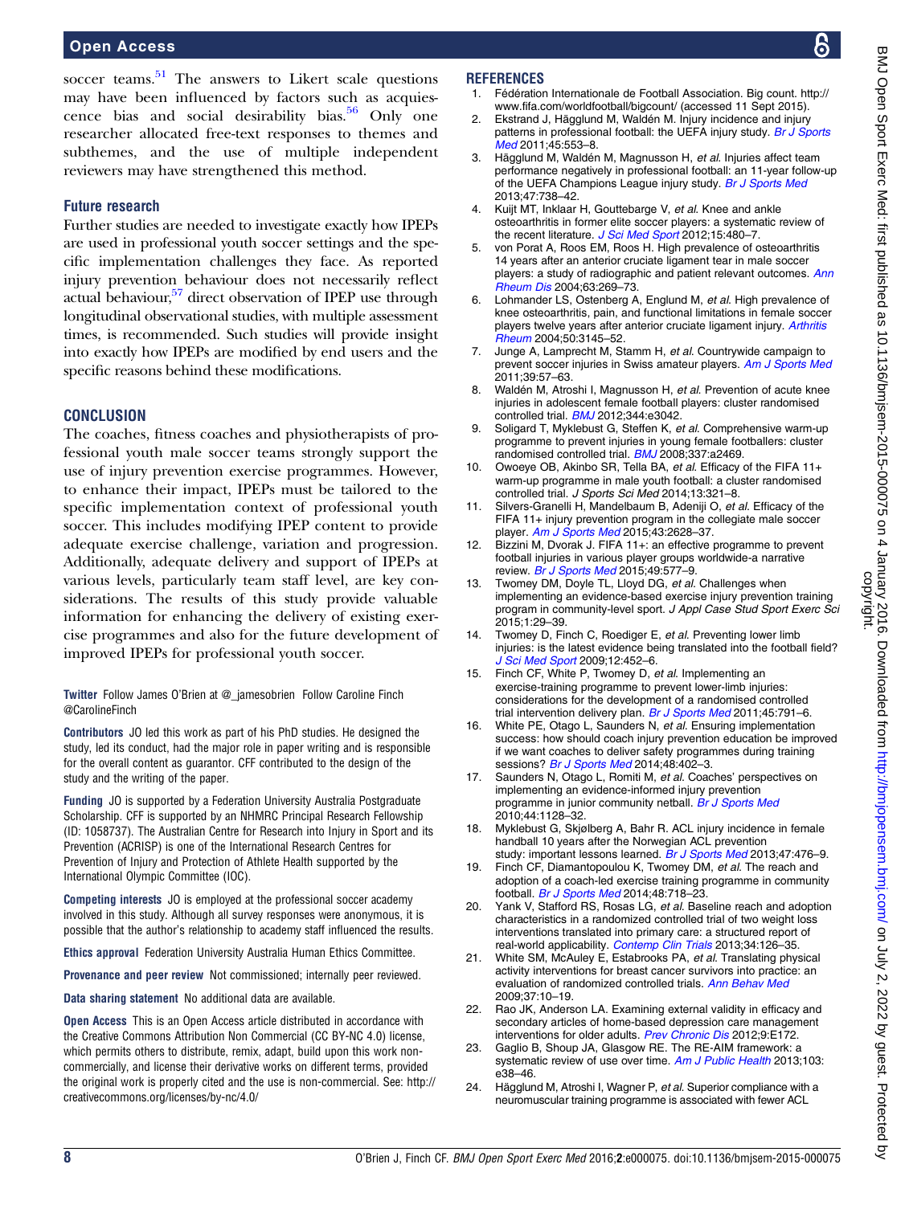soccer teams.[51] The answers to Likert scale questions may have been influenced by factors such as acquiescence bias and social desirability bias.[56] Only one researcher allocated free-text responses to themes and subthemes, and the use of multiple independent reviewers may have strengthened this method.

### Future research

Further studies are needed to investigate exactly how IPEPs are used in professional youth soccer settings and the specific implementation challenges they face. As reported injury prevention behaviour does not necessarily reflect actual behaviour,[57] direct observation of IPEP use through longitudinal observational studies, with multiple assessment times, is recommended. Such studies will provide insight into exactly how IPEPs are modified by end users and the specific reasons behind these modifications.

## CONCLUSION

The coaches, fitness coaches and physiotherapists of professional youth male soccer teams strongly support the use of injury prevention exercise programmes. However, to enhance their impact, IPEPs must be tailored to the specific implementation context of professional youth soccer. This includes modifying IPEP content to provide adequate exercise challenge, variation and progression. Additionally, adequate delivery and support of IPEPs at various levels, particularly team staff level, are key considerations. The results of this study provide valuable information for enhancing the delivery of existing exercise programmes and also for the future development of improved IPEPs for professional youth soccer.

**Twitter** Follow James O'Brien at @_jamesobrien Follow Caroline Finch @CarolineFinch

**Contributors** JO led this work as part of his PhD studies. He designed the study, led its conduct, had the major role in paper writing and is responsible for the overall content as guarantor. CFF contributed to the design of the study and the writing of the paper.

**Funding** JO is supported by a Federation University Australia Postgraduate Scholarship. CFF is supported by an NHMRC Principal Research Fellowship (ID: 1058737). The Australian Centre for Research into Injury in Sport and its Prevention (ACRISP) is one of the International Research Centres for Prevention of Injury and Protection of Athlete Health supported by the International Olympic Committee (IOC).

**Competing interests** JO is employed at the professional soccer academy involved in this study. Although all survey responses were anonymous, it is possible that the author's relationship to academy staff influenced the results.

**Ethics approval** Federation University Australia Human Ethics Committee.

**Provenance and peer review** Not commissioned; internally peer reviewed.

**Data sharing statement** No additional data are available.

**Open Access** This is an Open Access article distributed in accordance with the Creative Commons Attribution Non Commercial (CC BY-NC 4.0) license, which permits others to distribute, remix, adapt, build upon this work non-commercially, and license their derivative works on different terms, provided the original work is properly cited and the use is non-commercial. See: http://creativecommons.org/licenses/by-nc/4.0/

## REFERENCES

1. Fédération Internationale de Football Association. Big count. http://www.fifa.com/worldfootball/bigcount/ (accessed 11 Sept 2015).
2. Ekstrand J, Hägglund M, Waldén M. Injury incidence and injury patterns in professional football: the UEFA injury study. *Br J Sports Med* 2011;45:553–8.
3. Hägglund M, Waldén M, Magnusson H, *et al*. Injuries affect team performance negatively in professional football: an 11-year follow-up of the UEFA Champions League injury study. *Br J Sports Med* 2013;47:738–42.
4. Kuijt MT, Inklaar H, Gouttebarge V, *et al*. Knee and ankle osteoarthritis in former elite soccer players: a systematic review of the recent literature. *J Sci Med Sport* 2012;15:480–7.
5. von Porat A, Roos EM, Roos H. High prevalence of osteoarthritis 14 years after an anterior cruciate ligament tear in male soccer players: a study of radiographic and patient relevant outcomes. *Ann Rheum Dis* 2004;63:269–73.
6. Lohmander LS, Ostenberg A, Englund M, *et al*. High prevalence of knee osteoarthritis, pain, and functional limitations in female soccer players twelve years after anterior cruciate ligament injury. *Arthritis Rheum* 2004;50:3145–52.
7. Junge A, Lamprecht M, Stamm H, *et al*. Countrywide campaign to prevent soccer injuries in Swiss amateur players. *Am J Sports Med* 2011;39:57–63.
8. Waldén M, Atroshi I, Magnusson H, *et al*. Prevention of acute knee injuries in adolescent female football players: cluster randomised controlled trial. *BMJ* 2012;344:e3042.
9. Soligard T, Myklebust G, Steffen K, *et al*. Comprehensive warm-up programme to prevent injuries in young female footballers: cluster randomised controlled trial. *BMJ* 2008;337:a2469.
10. Owoeye OB, Akinbo SR, Tella BA, *et al*. Efficacy of the FIFA 11+ warm-up programme in male youth football: a cluster randomised controlled trial. *J Sports Sci Med* 2014;13:321–8.
11. Silvers-Granelli H, Mandelbaum B, Adeniji O, *et al*. Efficacy of the FIFA 11+ injury prevention program in the collegiate male soccer player. *Am J Sports Med* 2015;43:2628–37.
12. Bizzini M, Dvorak J. FIFA 11+: an effective programme to prevent football injuries in various player groups worldwide-a narrative review. *Br J Sports Med* 2015;49:577–9.
13. Twomey DM, Doyle TL, Lloyd DG, *et al*. Challenges when implementing an evidence-based exercise injury prevention training program in community-level sport. *J Appl Case Stud Sport Exerc Sci* 2015;1:29–39.
14. Twomey D, Finch C, Roediger E, *et al*. Preventing lower limb injuries: is the latest evidence being translated into the football field? *J Sci Med Sport* 2009;12:452–6.
15. Finch CF, White P, Twomey D, *et al*. Implementing an exercise-training programme to prevent lower-limb injuries: considerations for the development of a randomised controlled trial intervention delivery plan. *Br J Sports Med* 2011;45:791–6.
16. White PE, Otago L, Saunders N, *et al*. Ensuring implementation success: how should coach injury prevention education be improved if we want coaches to deliver safety programmes during training sessions? *Br J Sports Med* 2014;48:402–3.
17. Saunders N, Otago L, Romiti M, *et al*. Coaches' perspectives on implementing an evidence-informed injury prevention programme in junior community netball. *Br J Sports Med* 2010;44:1128–32.
18. Myklebust G, Skjølberg A, Bahr R. ACL injury incidence in female handball 10 years after the Norwegian ACL prevention study: important lessons learned. *Br J Sports Med* 2013;47:476–9.
19. Finch CF, Diamantopoulou K, Twomey DM, *et al*. The reach and adoption of a coach-led exercise training programme in community football. *Br J Sports Med* 2014;48:718–23.
20. Yank V, Stafford RS, Rosas LG, *et al*. Baseline reach and adoption characteristics in a randomized controlled trial of two weight loss interventions translated into primary care: a structured report of real-world applicability. *Contemp Clin Trials* 2013;34:126–35.
21. White SM, McAuley E, Estabrooks PA, *et al*. Translating physical activity interventions for breast cancer survivors into practice: an evaluation of randomized controlled trials. *Ann Behav Med* 2009;37:10–19.
22. Rao JK, Anderson LA. Examining external validity in efficacy and secondary articles of home-based depression care management interventions for older adults. *Prev Chronic Dis* 2012;9:E172.
23. Gaglio B, Shoup JA, Glasgow RE. The RE-AIM framework: a systematic review of use over time. *Am J Public Health* 2013;103:e38–46.
24. Hägglund M, Atroshi I, Wagner P, *et al*. Superior compliance with a neuromuscular training programme is associated with fewer ACL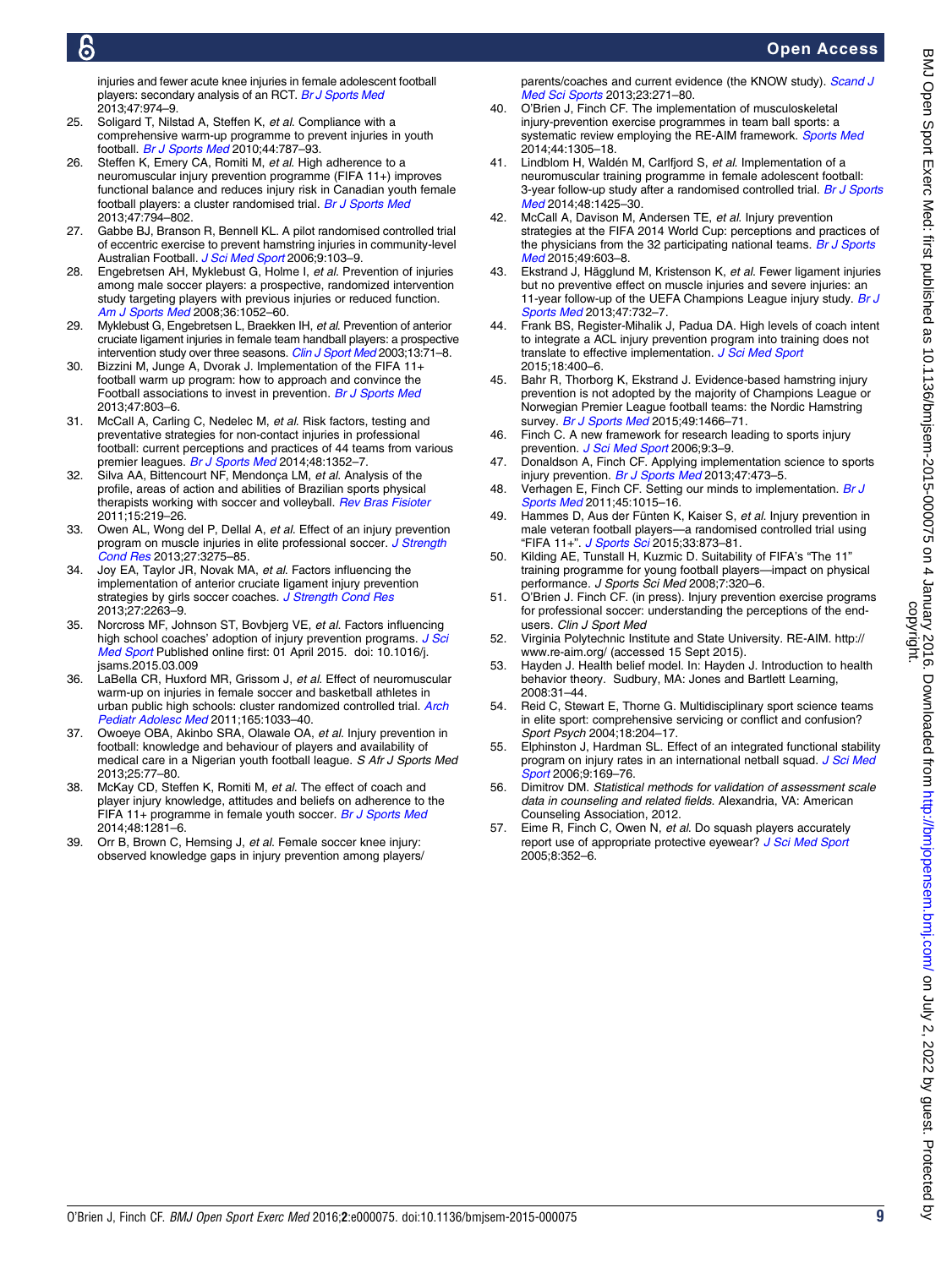injuries and fewer acute knee injuries in female adolescent football players: secondary analysis of an RCT. *Br J Sports Med* 2013;47:974–9.

25. Soligard T, Nilstad A, Steffen K, *et al*. Compliance with a comprehensive warm-up programme to prevent injuries in youth football. *Br J Sports Med* 2010;44:787–93.
26. Steffen K, Emery CA, Romiti M, *et al*. High adherence to a neuromuscular injury prevention programme (FIFA 11+) improves functional balance and reduces injury risk in Canadian youth female football players: a cluster randomised trial. *Br J Sports Med* 2013;47:794–802.
27. Gabbe BJ, Branson R, Bennell KL. A pilot randomised controlled trial of eccentric exercise to prevent hamstring injuries in community-level Australian Football. *J Sci Med Sport* 2006;9:103–9.
28. Engebretsen AH, Myklebust G, Holme I, *et al*. Prevention of injuries among male soccer players: a prospective, randomized intervention study targeting players with previous injuries or reduced function. *Am J Sports Med* 2008;36:1052–60.
29. Myklebust G, Engebretsen L, Braekken IH, *et al*. Prevention of anterior cruciate ligament injuries in female team handball players: a prospective intervention study over three seasons. *Clin J Sport Med* 2003;13:71–8.
30. Bizzini M, Junge A, Dvorak J. Implementation of the FIFA 11+ football warm up program: how to approach and convince the Football associations to invest in prevention. *Br J Sports Med* 2013;47:803–6.
31. McCall A, Carling C, Nedelec M, *et al*. Risk factors, testing and preventative strategies for non-contact injuries in professional football: current perceptions and practices of 44 teams from various premier leagues. *Br J Sports Med* 2014;48:1352–7.
32. Silva AA, Bittencourt NF, Mendonça LM, *et al*. Analysis of the profile, areas of action and abilities of Brazilian sports physical therapists working with soccer and volleyball. *Rev Bras Fisioter* 2011;15:219–26.
33. Owen AL, Wong del P, Dellal A, *et al*. Effect of an injury prevention program on muscle injuries in elite professional soccer. *J Strength Cond Res* 2013;27:3275–85.
34. Joy EA, Taylor JR, Novak MA, *et al*. Factors influencing the implementation of anterior cruciate ligament injury prevention strategies by girls soccer coaches. *J Strength Cond Res* 2013;27:2263–9.
35. Norcross MF, Johnson ST, Bovbjerg VE, *et al*. Factors influencing high school coaches' adoption of injury prevention programs. *J Sci Med Sport* Published online first: 01 April 2015. doi: 10.1016/j.jsams.2015.03.009
36. LaBella CR, Huxford MR, Grissom J, *et al*. Effect of neuromuscular warm-up on injuries in female soccer and basketball athletes in urban public high schools: cluster randomized controlled trial. *Arch Pediatr Adolesc Med* 2011;165:1033–40.
37. Owoeye OBA, Akinbo SRA, Olawale OA, *et al*. Injury prevention in football: knowledge and behaviour of players and availability of medical care in a Nigerian youth football league. *S Afr J Sports Med* 2013;25:77–80.
38. McKay CD, Steffen K, Romiti M, *et al*. The effect of coach and player injury knowledge, attitudes and beliefs on adherence to the FIFA 11+ programme in female youth soccer. *Br J Sports Med* 2014;48:1281–6.
39. Orr B, Brown C, Hemsing J, *et al*. Female soccer knee injury: observed knowledge gaps in injury prevention among players/parents/coaches and current evidence (the KNOW study). *Scand J Med Sci Sports* 2013;23:271–80.
40. O'Brien J, Finch CF. The implementation of musculoskeletal injury-prevention exercise programmes in team ball sports: a systematic review employing the RE-AIM framework. *Sports Med* 2014;44:1305–18.
41. Lindblom H, Waldén M, Carlfjord S, *et al*. Implementation of a neuromuscular training programme in female adolescent football: 3-year follow-up study after a randomised controlled trial. *Br J Sports Med* 2014;48:1425–30.
42. McCall A, Davison M, Andersen TE, *et al*. Injury prevention strategies at the FIFA 2014 World Cup: perceptions and practices of the physicians from the 32 participating national teams. *Br J Sports Med* 2015;49:603–8.
43. Ekstrand J, Hägglund M, Kristenson K, *et al*. Fewer ligament injuries but no preventive effect on muscle injuries and severe injuries: an 11-year follow-up of the UEFA Champions League injury study. *Br J Sports Med* 2013;47:732–7.
44. Frank BS, Register-Mihalik J, Padua DA. High levels of coach intent to integrate a ACL injury prevention program into training does not translate to effective implementation. *J Sci Med Sport* 2015;18:400–6.
45. Bahr R, Thorborg K, Ekstrand J. Evidence-based hamstring injury prevention is not adopted by the majority of Champions League or Norwegian Premier League football teams: the Nordic Hamstring survey. *Br J Sports Med* 2015;49:1466–71.
46. Finch C. A new framework for research leading to sports injury prevention. *J Sci Med Sport* 2006;9:3–9.
47. Donaldson A, Finch CF. Applying implementation science to sports injury prevention. *Br J Sports Med* 2013;47:473–5.
48. Verhagen E, Finch CF. Setting our minds to implementation. *Br J Sports Med* 2011;45:1015–16.
49. Hammes D, Aus der Fünten K, Kaiser S, *et al*. Injury prevention in male veteran football players—a randomised controlled trial using "FIFA 11+". *J Sports Sci* 2015;33:873–81.
50. Kilding AE, Tunstall H, Kuzmic D. Suitability of FIFA's "The 11" training programme for young football players—impact on physical performance. *J Sports Sci Med* 2008;7:320–6.
51. O'Brien J. Finch CF. (in press). Injury prevention exercise programs for professional soccer: understanding the perceptions of the end-users. *Clin J Sport Med*
52. Virginia Polytechnic Institute and State University. RE-AIM. http://www.re-aim.org/ (accessed 15 Sept 2015).
53. Hayden J. Health belief model. In: Hayden J. Introduction to health behavior theory. Sudbury, MA: Jones and Bartlett Learning, 2008:31–44.
54. Reid C, Stewart E, Thorne G. Multidisciplinary sport science teams in elite sport: comprehensive servicing or conflict and confusion? *Sport Psych* 2004;18:204–17.
55. Elphinston J, Hardman SL. Effect of an integrated functional stability program on injury rates in an international netball squad. *J Sci Med Sport* 2006;9:169–76.
56. Dimitrov DM. *Statistical methods for validation of assessment scale data in counseling and related fields.* Alexandria, VA: American Counseling Association, 2012.
57. Eime R, Finch C, Owen N, *et al*. Do squash players accurately report use of appropriate protective eyewear? *J Sci Med Sport* 2005;8:352–6.